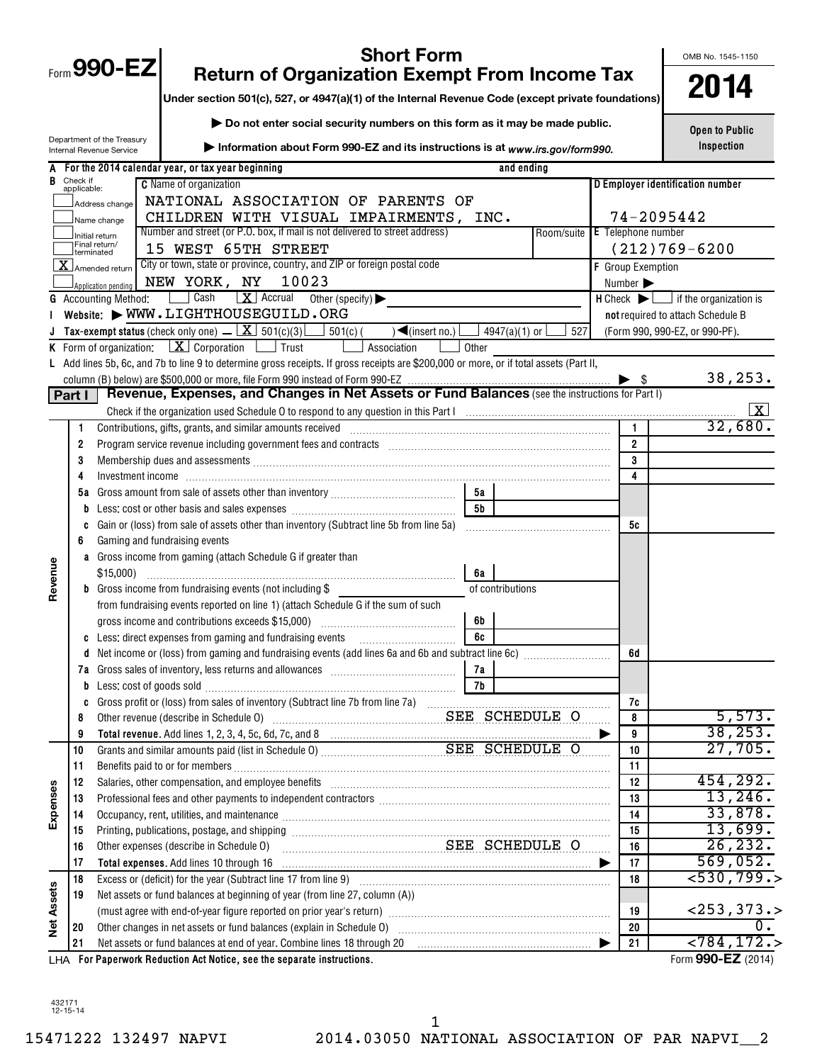Form **990-EZ**

Department of the Treasury
Internal Revenue Service

# Short Form
# Return of Organization Exempt From Income Tax

**Under section 501(c), 527, or 4947(a)(1) of the Internal Revenue Code (except private foundations)**

▶ **Do not enter social security numbers on this form as it may be made public.**

▶ **Information about Form 990-EZ and its instructions is at** *www.irs.gov/form990.*

OMB No. 1545-1150

**2014**

**Open to Public Inspection**

**A** For the 2014 calendar year, or tax year beginning                    and ending

**B** Check if applicable:
- Address change
- Name change
- Initial return
- Final return/terminated
- [X] Amended return
- Application pending

**C** Name of organization
NATIONAL ASSOCIATION OF PARENTS OF
CHILDREN WITH VISUAL IMPAIRMENTS, INC.

Number and street (or P.O. box, if mail is not delivered to street address) | Room/suite
15 WEST 65TH STREET

City or town, state or province, country, and ZIP or foreign postal code
NEW YORK, NY 10023

**D Employer identification number** 74-2095442

**E** Telephone number (212)769-6200

**F** Group Exemption Number ▶

**G** Accounting Method: [ ] Cash [X] Accrual Other (specify) ▶

**H** Check ▶ [ ] if the organization is **not** required to attach Schedule B (Form 990, 990-EZ, or 990-PF).

**I** Website: ▶ WWW.LIGHTHOUSEGUILD.ORG

**J** Tax-exempt status (check only one) – [X] 501(c)(3) [ ] 501(c) ( ) ◀(insert no.) [ ] 4947(a)(1) or [ ] 527

**K** Form of organization: [X] Corporation [ ] Trust [ ] Association [ ] Other

**L** Add lines 5b, 6c, and 7b to line 9 to determine gross receipts. If gross receipts are $200,000 or more, or if total assets (Part II, column (B) below) are $500,000 or more, file Form 990 instead of Form 990-EZ ▶ $ 38,253.

## Part I Revenue, Expenses, and Changes in Net Assets or Fund Balances (see the instructions for Part I)

Check if the organization used Schedule O to respond to any question in this Part I [X]

| Section | Line | Description | | | Line | Amount |
|---|---|---|---|---|---|---|
| Revenue | 1 | Contributions, gifts, grants, and similar amounts received | | | 1 | 32,680. |
| | 2 | Program service revenue including government fees and contracts | | | 2 | |
| | 3 | Membership dues and assessments | | | 3 | |
| | 4 | Investment income | | | 4 | |
| | 5a | Gross amount from sale of assets other than inventory | 5a | | | |
| | b | Less: cost or other basis and sales expenses | 5b | | | |
| | c | Gain or (loss) from sale of assets other than inventory (Subtract line 5b from line 5a) | | | 5c | |
| | 6 | Gaming and fundraising events | | | | |
| | a | Gross income from gaming (attach Schedule G if greater than $15,000) | 6a | | | |
| | b | Gross income from fundraising events (not including $ of contributions from fundraising events reported on line 1) (attach Schedule G if the sum of such gross income and contributions exceeds $15,000) | 6b | | | |
| | c | Less: direct expenses from gaming and fundraising events | 6c | | | |
| | d | Net income or (loss) from gaming and fundraising events (add lines 6a and 6b and subtract line 6c) | | | 6d | |
| | 7a | Gross sales of inventory, less returns and allowances | 7a | | | |
| | b | Less: cost of goods sold | 7b | | | |
| | c | Gross profit or (loss) from sales of inventory (Subtract line 7b from line 7a) | | | 7c | |
| | 8 | Other revenue (describe in Schedule O) SEE SCHEDULE O | | | 8 | 5,573. |
| | 9 | **Total revenue.** Add lines 1, 2, 3, 4, 5c, 6d, 7c, and 8 ▶ | | | 9 | 38,253. |
| Expenses | 10 | Grants and similar amounts paid (list in Schedule O) SEE SCHEDULE O | | | 10 | 27,705. |
| | 11 | Benefits paid to or for members | | | 11 | |
| | 12 | Salaries, other compensation, and employee benefits | | | 12 | 454,292. |
| | 13 | Professional fees and other payments to independent contractors | | | 13 | 13,246. |
| | 14 | Occupancy, rent, utilities, and maintenance | | | 14 | 33,878. |
| | 15 | Printing, publications, postage, and shipping | | | 15 | 13,699. |
| | 16 | Other expenses (describe in Schedule O) SEE SCHEDULE O | | | 16 | 26,232. |
| | 17 | **Total expenses.** Add lines 10 through 16 ▶ | | | 17 | 569,052. |
| Net Assets | 18 | Excess or (deficit) for the year (Subtract line 17 from line 9) | | | 18 | <530,799.> |
| | 19 | Net assets or fund balances at beginning of year (from line 27, column (A)) (must agree with end-of-year figure reported on prior year's return) | | | 19 | <253,373.> |
| | 20 | Other changes in net assets or fund balances (explain in Schedule O) | | | 20 | 0. |
| | 21 | Net assets or fund balances at end of year. Combine lines 18 through 20 ▶ | | | 21 | <784,172.> |

LHA **For Paperwork Reduction Act Notice, see the separate instructions.** Form **990-EZ** (2014)

432171
12-15-14

15471222 132497 NAPVI 2014.03050 NATIONAL ASSOCIATION OF PAR NAPVI__2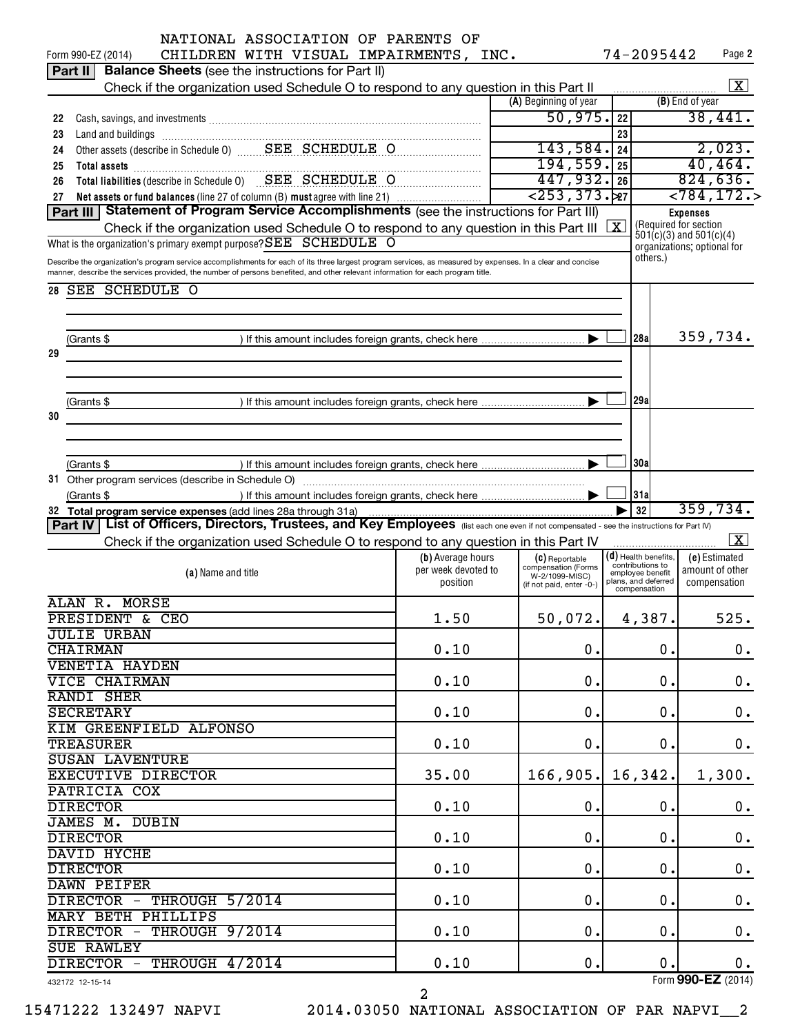NATIONAL ASSOCIATION OF PARENTS OF CHILDREN WITH VISUAL IMPAIRMENTS, INC. 74-2095442

Form 990-EZ (2014) Page 2

**Part II Balance Sheets** (see the instructions for Part II)

Check if the organization used Schedule O to respond to any question in this Part II [X]

| | | (A) Beginning of year | | (B) End of year |
|---|---|---|---|---|
| 22 | Cash, savings, and investments | 50,975. | 22 | 38,441. |
| 23 | Land and buildings | | 23 | |
| 24 | Other assets (describe in Schedule O) SEE SCHEDULE O | 143,584. | 24 | 2,023. |
| 25 | Total assets | 194,559. | 25 | 40,464. |
| 26 | Total liabilities (describe in Schedule O) SEE SCHEDULE O | 447,932. | 26 | 824,636. |
| 27 | Net assets or fund balances (line 27 of column (B) must agree with line 21) | <253,373.> | 27 | <784,172.> |

**Part III Statement of Program Service Accomplishments** (see the instructions for Part III)

Check if the organization used Schedule O to respond to any question in this Part III [X]

What is the organization's primary exempt purpose? SEE SCHEDULE O

Describe the organization's program service accomplishments for each of its three largest program services, as measured by expenses. In a clear and concise manner, describe the services provided, the number of persons benefited, and other relevant information for each program title.

Expenses (Required for section 501(c)(3) and 501(c)(4) organizations; optional for others.)

| | | | |
|---|---|---|---|
| 28 | SEE SCHEDULE O | | |
| | (Grants $ ) If this amount includes foreign grants, check here [ ] | 28a | 359,734. |
| 29 | | | |
| | (Grants $ ) If this amount includes foreign grants, check here [ ] | 29a | |
| 30 | | | |
| | (Grants $ ) If this amount includes foreign grants, check here [ ] | 30a | |
| 31 | Other program services (describe in Schedule O) | | |
| | (Grants $ ) If this amount includes foreign grants, check here [ ] | 31a | |
| 32 | Total program service expenses (add lines 28a through 31a) | 32 | 359,734. |

**Part IV List of Officers, Directors, Trustees, and Key Employees** (list each one even if not compensated - see the instructions for Part IV)

Check if the organization used Schedule O to respond to any question in this Part IV [X]

| (a) Name and title | (b) Average hours per week devoted to position | (c) Reportable compensation (Forms W-2/1099-MISC) (if not paid, enter -0-) | (d) Health benefits, contributions to employee benefit plans, and deferred compensation | (e) Estimated amount of other compensation |
|---|---|---|---|---|
| ALAN R. MORSE<br>PRESIDENT & CEO | 1.50 | 50,072. | 4,387. | 525. |
| JULIE URBAN<br>CHAIRMAN | 0.10 | 0. | 0. | 0. |
| VENETIA HAYDEN<br>VICE CHAIRMAN | 0.10 | 0. | 0. | 0. |
| RANDI SHER<br>SECRETARY | 0.10 | 0. | 0. | 0. |
| KIM GREENFIELD ALFONSO<br>TREASURER | 0.10 | 0. | 0. | 0. |
| SUSAN LAVENTURE<br>EXECUTIVE DIRECTOR | 35.00 | 166,905. | 16,342. | 1,300. |
| PATRICIA COX<br>DIRECTOR | 0.10 | 0. | 0. | 0. |
| JAMES M. DUBIN<br>DIRECTOR | 0.10 | 0. | 0. | 0. |
| DAVID HYCHE<br>DIRECTOR | 0.10 | 0. | 0. | 0. |
| DAWN PEIFER<br>DIRECTOR - THROUGH 5/2014 | 0.10 | 0. | 0. | 0. |
| MARY BETH PHILLIPS<br>DIRECTOR - THROUGH 9/2014 | 0.10 | 0. | 0. | 0. |
| SUE RAWLEY<br>DIRECTOR - THROUGH 4/2014 | 0.10 | 0. | 0. | 0. |

432172 12-15-14 Form 990-EZ (2014)

15471222 132497 NAPVI 2014.03050 NATIONAL ASSOCIATION OF PAR NAPVI__2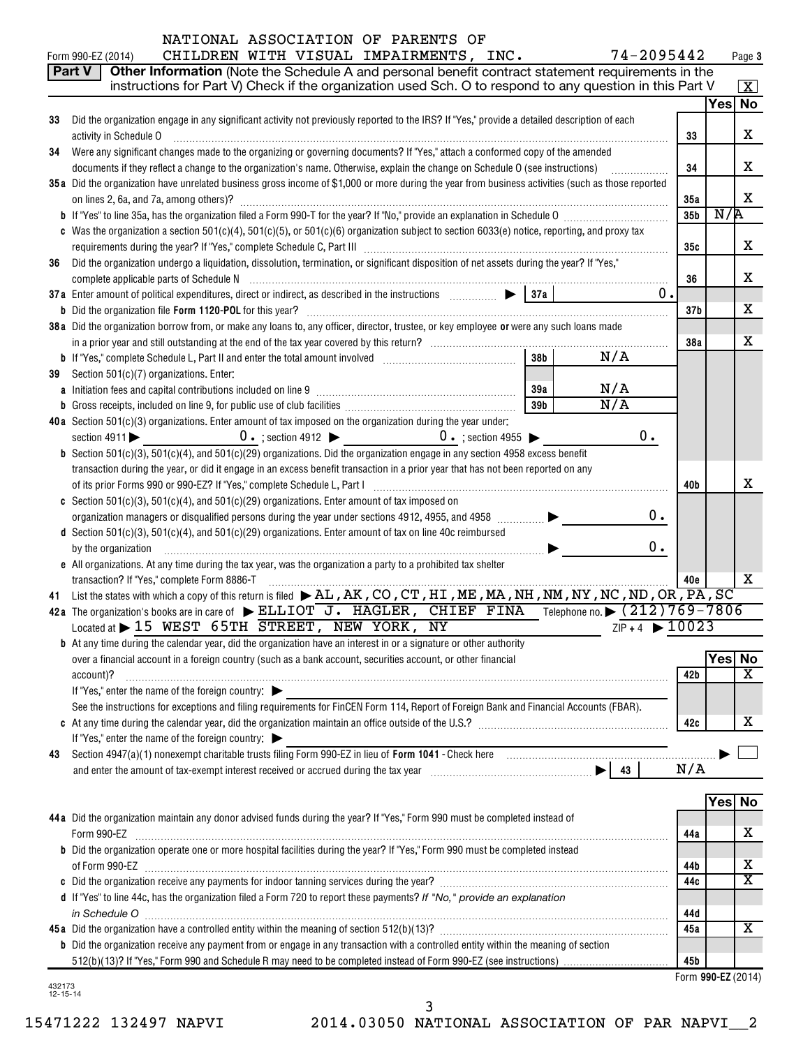NATIONAL ASSOCIATION OF PARENTS OF CHILDREN WITH VISUAL IMPAIRMENTS, INC. 74-2095442

Form 990-EZ (2014) Page 3

**Part V** **Other Information** (Note the Schedule A and personal benefit contract statement requirements in the instructions for Part V) Check if the organization used Sch. O to respond to any question in this Part V [X]

| | | | Yes | No |
|---|---|---|---|---|
| 33 | Did the organization engage in any significant activity not previously reported to the IRS? If "Yes," provide a detailed description of each activity in Schedule O | 33 | | X |
| 34 | Were any significant changes made to the organizing or governing documents? If "Yes," attach a conformed copy of the amended documents if they reflect a change to the organization's name. Otherwise, explain the change on Schedule O (see instructions) | 34 | | X |
| 35a | Did the organization have unrelated business gross income of $1,000 or more during the year from business activities (such as those reported on lines 2, 6a, and 7a, among others)? | 35a | | X |
| b | If "Yes" to line 35a, has the organization filed a Form 990-T for the year? If "No," provide an explanation in Schedule O | 35b | N/A | |
| c | Was the organization a section 501(c)(4), 501(c)(5), or 501(c)(6) organization subject to section 6033(e) notice, reporting, and proxy tax requirements during the year? If "Yes," complete Schedule C, Part III | 35c | | X |
| 36 | Did the organization undergo a liquidation, dissolution, termination, or significant disposition of net assets during the year? If "Yes," complete applicable parts of Schedule N | 36 | | X |
| 37a | Enter amount of political expenditures, direct or indirect, as described in the instructions ▶ 37a 0. | | | |
| b | Did the organization file **Form 1120-POL** for this year? | 37b | | X |
| 38a | Did the organization borrow from, or make any loans to, any officer, director, trustee, or key employee **or** were any such loans made in a prior year and still outstanding at the end of the tax year covered by this return? | 38a | | X |
| b | If "Yes," complete Schedule L, Part II and enter the total amount involved 38b N/A | | | |
| 39 | Section 501(c)(7) organizations. Enter: | | | |
| a | Initiation fees and capital contributions included on line 9 39a N/A | | | |
| b | Gross receipts, included on line 9, for public use of club facilities 39b N/A | | | |
| 40a | Section 501(c)(3) organizations. Enter amount of tax imposed on the organization during the year under: section 4911 ▶ 0. ; section 4912 ▶ 0. ; section 4955 ▶ 0. | | | |
| b | Section 501(c)(3), 501(c)(4), and 501(c)(29) organizations. Did the organization engage in any section 4958 excess benefit transaction during the year, or did it engage in an excess benefit transaction in a prior year that has not been reported on any of its prior Forms 990 or 990-EZ? If "Yes," complete Schedule L, Part I | 40b | | X |
| c | Section 501(c)(3), 501(c)(4), and 501(c)(29) organizations. Enter amount of tax imposed on organization managers or disqualified persons during the year under sections 4912, 4955, and 4958 ▶ 0. | | | |
| d | Section 501(c)(3), 501(c)(4), and 501(c)(29) organizations. Enter amount of tax on line 40c reimbursed by the organization ▶ 0. | | | |
| e | All organizations. At any time during the tax year, was the organization a party to a prohibited tax shelter transaction? If "Yes," complete Form 8886-T | 40e | | X |

41 List the states with which a copy of this return is filed ▶ AL,AK,CO,CT,HI,ME,MA,NH,NM,NY,NC,ND,OR,PA,SC

42a The organization's books are in care of ▶ ELLIOT J. HAGLER, CHIEF FINA Telephone no. ▶ (212)769-7806
Located at ▶ 15 WEST 65TH STREET, NEW YORK, NY ZIP + 4 ▶ 10023

| | | | Yes | No |
|---|---|---|---|---|
| b | At any time during the calendar year, did the organization have an interest in or a signature or other authority over a financial account in a foreign country (such as a bank account, securities account, or other financial account)? If "Yes," enter the name of the foreign country: ▶ See the instructions for exceptions and filing requirements for FinCEN Form 114, Report of Foreign Bank and Financial Accounts (FBAR). | 42b | | X |
| c | At any time during the calendar year, did the organization maintain an office outside of the U.S.? If "Yes," enter the name of the foreign country: ▶ | 42c | | X |

43 Section 4947(a)(1) nonexempt charitable trusts filing Form 990-EZ in lieu of **Form 1041** - Check here ▶ [ ]
and enter the amount of tax-exempt interest received or accrued during the tax year ▶ 43 N/A

| | | | Yes | No |
|---|---|---|---|---|
| 44a | Did the organization maintain any donor advised funds during the year? If "Yes," Form 990 must be completed instead of Form 990-EZ | 44a | | X |
| b | Did the organization operate one or more hospital facilities during the year? If "Yes," Form 990 must be completed instead of Form 990-EZ | 44b | | X |
| c | Did the organization receive any payments for indoor tanning services during the year? | 44c | | X |
| d | If "Yes" to line 44c, has the organization filed a Form 720 to report these payments? *If "No," provide an explanation in Schedule O* | 44d | | |
| 45a | Did the organization have a controlled entity within the meaning of section 512(b)(13)? | 45a | | X |
| b | Did the organization receive any payment from or engage in any transaction with a controlled entity within the meaning of section 512(b)(13)? If "Yes," Form 990 and Schedule R may need to be completed instead of Form 990-EZ (see instructions) | 45b | | |

Form **990-EZ** (2014)

432173 12-15-14

15471222 132497 NAPVI 2014.03050 NATIONAL ASSOCIATION OF PAR NAPVI__2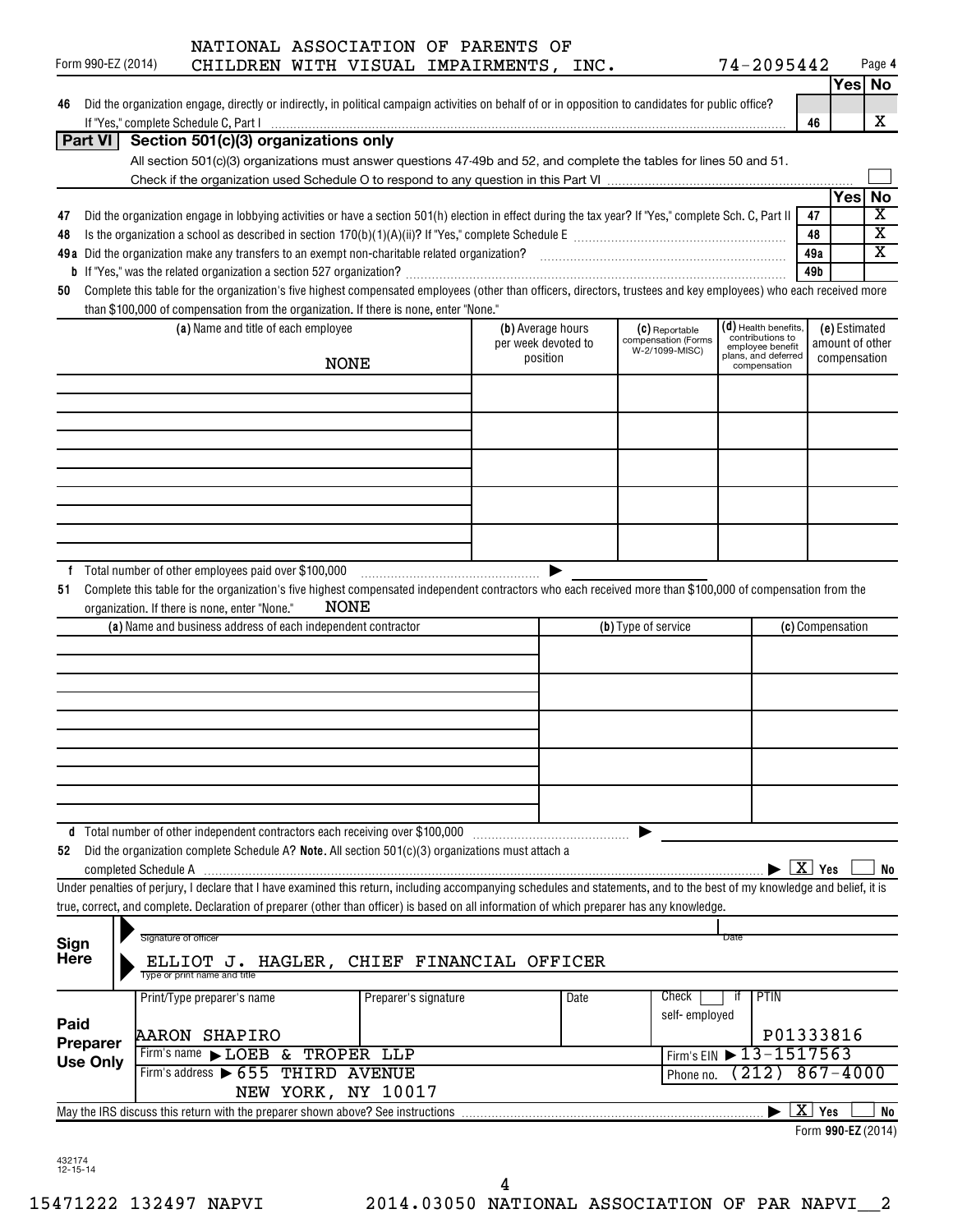NATIONAL ASSOCIATION OF PARENTS OF CHILDREN WITH VISUAL IMPAIRMENTS, INC. 74-2095442

Form 990-EZ (2014) Page 4

| | | | Yes | No |
|---|---|---|---|---|
| 46 | Did the organization engage, directly or indirectly, in political campaign activities on behalf of or in opposition to candidates for public office? If "Yes," complete Schedule C, Part I | 46 | | X |

## Part VI Section 501(c)(3) organizations only

All section 501(c)(3) organizations must answer questions 47-49b and 52, and complete the tables for lines 50 and 51.

Check if the organization used Schedule O to respond to any question in this Part VI ☐

| | | | Yes | No |
|---|---|---|---|---|
| 47 | Did the organization engage in lobbying activities or have a section 501(h) election in effect during the tax year? If "Yes," complete Sch. C, Part II | 47 | | X |
| 48 | Is the organization a school as described in section 170(b)(1)(A)(ii)? If "Yes," complete Schedule E | 48 | | X |
| 49a | Did the organization make any transfers to an exempt non-charitable related organization? | 49a | | X |
| b | If "Yes," was the related organization a section 527 organization? | 49b | | |

**50** Complete this table for the organization's five highest compensated employees (other than officers, directors, trustees and key employees) who each received more than $100,000 of compensation from the organization. If there is none, enter "None."

| (a) Name and title of each employee | (b) Average hours per week devoted to position | (c) Reportable compensation (Forms W-2/1099-MISC) | (d) Health benefits, contributions to employee benefit plans, and deferred compensation | (e) Estimated amount of other compensation |
|---|---|---|---|---|
| NONE | | | | |

**f** Total number of other employees paid over $100,000 ▶

**51** Complete this table for the organization's five highest compensated independent contractors who each received more than $100,000 of compensation from the organization. If there is none, enter "None." NONE

| (a) Name and business address of each independent contractor | (b) Type of service | (c) Compensation |
|---|---|---|
| | | |

**d** Total number of other independent contractors each receiving over $100,000 ▶

**52** Did the organization complete Schedule A? **Note.** All section 501(c)(3) organizations must attach a completed Schedule A ▶ [X] Yes ☐ No

Under penalties of perjury, I declare that I have examined this return, including accompanying schedules and statements, and to the best of my knowledge and belief, it is true, correct, and complete. Declaration of preparer (other than officer) is based on all information of which preparer has any knowledge.

**Sign Here**

Signature of officer | Date

ELLIOT J. HAGLER, CHIEF FINANCIAL OFFICER
Type or print name and title

| **Paid Preparer Use Only** | Print/Type preparer's name | Preparer's signature | Date | Check ☐ if self-employed | PTIN |
|---|---|---|---|---|---|
| | AARON SHAPIRO | | | | P01333816 |
| | Firm's name ▶ LOEB & TROPER LLP | | | Firm's EIN ▶ 13-1517563 | |
| | Firm's address ▶ 655 THIRD AVENUE NEW YORK, NY 10017 | | | Phone no. (212) 867-4000 | |

May the IRS discuss this return with the preparer shown above? See instructions ▶ [X] Yes ☐ No

Form **990-EZ** (2014)

432174 12-15-14

15471222 132497 NAPVI 2014.03050 NATIONAL ASSOCIATION OF PAR NAPVI__2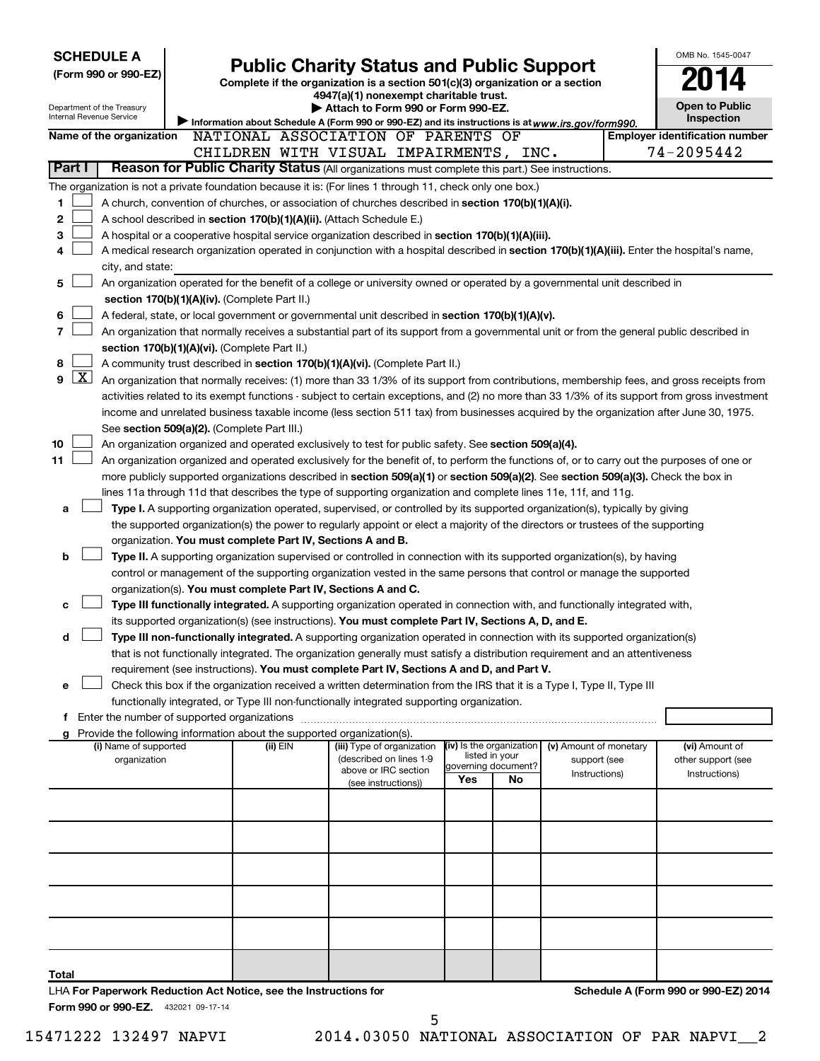**SCHEDULE A**
**(Form 990 or 990-EZ)**

Department of the Treasury
Internal Revenue Service

# Public Charity Status and Public Support

**Complete if the organization is a section 501(c)(3) organization or a section 4947(a)(1) nonexempt charitable trust.**
**▶ Attach to Form 990 or Form 990-EZ.**
▶ Information about Schedule A (Form 990 or 990-EZ) and its instructions is at *www.irs.gov/form990.*

OMB No. 1545-0047
**2014**
**Open to Public Inspection**

**Name of the organization** NATIONAL ASSOCIATION OF PARENTS OF CHILDREN WITH VISUAL IMPAIRMENTS, INC.

**Employer identification number** 74-2095442

## Part I — Reason for Public Charity Status (All organizations must complete this part.) See instructions.

The organization is not a private foundation because it is: (For lines 1 through 11, check only one box.)

1. ☐ A church, convention of churches, or association of churches described in **section 170(b)(1)(A)(i).**
2. ☐ A school described in **section 170(b)(1)(A)(ii).** (Attach Schedule E.)
3. ☐ A hospital or a cooperative hospital service organization described in **section 170(b)(1)(A)(iii).**
4. ☐ A medical research organization operated in conjunction with a hospital described in **section 170(b)(1)(A)(iii).** Enter the hospital's name, city, and state:
5. ☐ An organization operated for the benefit of a college or university owned or operated by a governmental unit described in **section 170(b)(1)(A)(iv).** (Complete Part II.)
6. ☐ A federal, state, or local government or governmental unit described in **section 170(b)(1)(A)(v).**
7. ☐ An organization that normally receives a substantial part of its support from a governmental unit or from the general public described in **section 170(b)(1)(A)(vi).** (Complete Part II.)
8. ☐ A community trust described in **section 170(b)(1)(A)(vi).** (Complete Part II.)
9. ☒ An organization that normally receives: (1) more than 33 1/3% of its support from contributions, membership fees, and gross receipts from activities related to its exempt functions - subject to certain exceptions, and (2) no more than 33 1/3% of its support from gross investment income and unrelated business taxable income (less section 511 tax) from businesses acquired by the organization after June 30, 1975. See **section 509(a)(2).** (Complete Part III.)
10. ☐ An organization organized and operated exclusively to test for public safety. See **section 509(a)(4).**
11. ☐ An organization organized and operated exclusively for the benefit of, to perform the functions of, or to carry out the purposes of one or more publicly supported organizations described in **section 509(a)(1)** or **section 509(a)(2).** See **section 509(a)(3).** Check the box in lines 11a through 11d that describes the type of supporting organization and complete lines 11e, 11f, and 11g.
   - **a** ☐ **Type I.** A supporting organization operated, supervised, or controlled by its supported organization(s), typically by giving the supported organization(s) the power to regularly appoint or elect a majority of the directors or trustees of the supporting organization. **You must complete Part IV, Sections A and B.**
   - **b** ☐ **Type II.** A supporting organization supervised or controlled in connection with its supported organization(s), by having control or management of the supporting organization vested in the same persons that control or manage the supported organization(s). **You must complete Part IV, Sections A and C.**
   - **c** ☐ **Type III functionally integrated.** A supporting organization operated in connection with, and functionally integrated with, its supported organization(s) (see instructions). **You must complete Part IV, Sections A, D, and E.**
   - **d** ☐ **Type III non-functionally integrated.** A supporting organization operated in connection with its supported organization(s) that is not functionally integrated. The organization generally must satisfy a distribution requirement and an attentiveness requirement (see instructions). **You must complete Part IV, Sections A and D, and Part V.**
   - **e** ☐ Check this box if the organization received a written determination from the IRS that it is a Type I, Type II, Type III functionally integrated, or Type III non-functionally integrated supporting organization.
   - **f** Enter the number of supported organizations
   - **g** Provide the following information about the supported organization(s).

| (i) Name of supported organization | (ii) EIN | (iii) Type of organization (described on lines 1-9 above or IRC section (see instructions)) | (iv) Is the organization listed in your governing document? Yes | No | (v) Amount of monetary support (see Instructions) | (vi) Amount of other support (see Instructions) |
|---|---|---|---|---|---|---|
| | | | | | | |
| | | | | | | |
| | | | | | | |
| | | | | | | |
| | | | | | | |
| **Total** | | | | | | |

LHA **For Paperwork Reduction Act Notice, see the Instructions for Form 990 or 990-EZ.** 432021 09-17-14

**Schedule A (Form 990 or 990-EZ) 2014**

15471222 132497 NAPVI 2014.03050 NATIONAL ASSOCIATION OF PAR NAPVI__2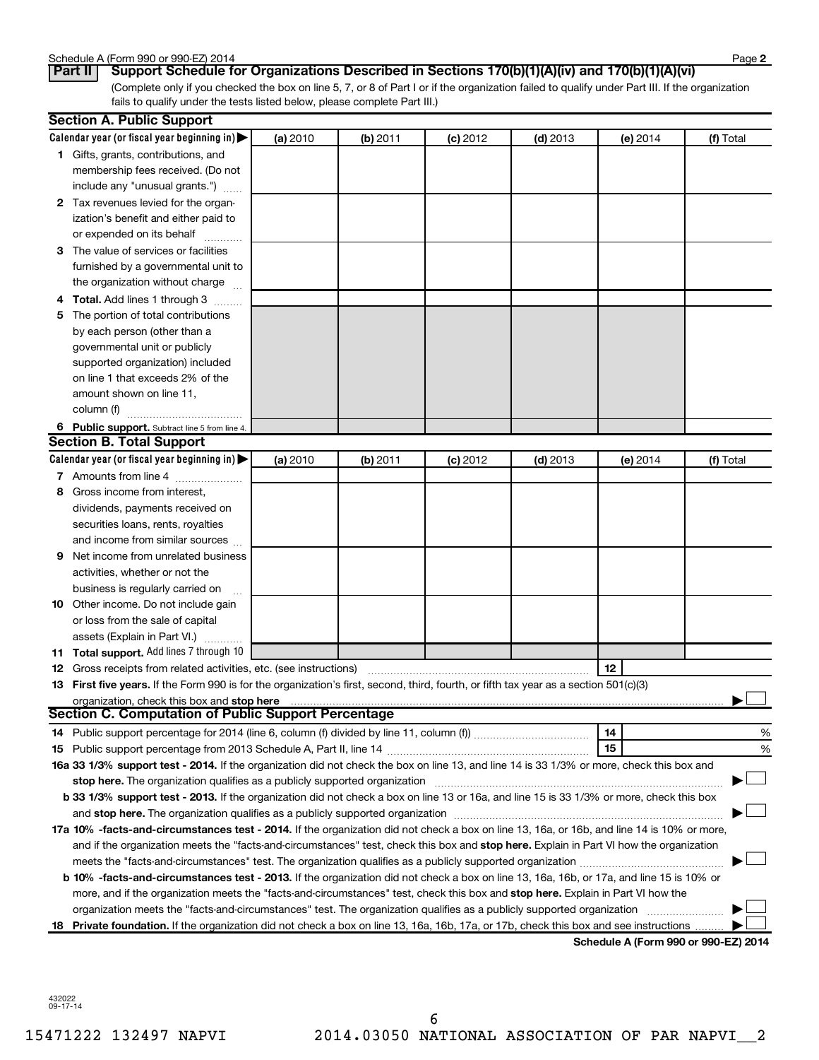**Part II** **Support Schedule for Organizations Described in Sections 170(b)(1)(A)(iv) and 170(b)(1)(A)(vi)**

(Complete only if you checked the box on line 5, 7, or 8 of Part I or if the organization failed to qualify under Part III. If the organization fails to qualify under the tests listed below, please complete Part III.)

## Section A. Public Support

| Calendar year (or fiscal year beginning in) ▶ | (a) 2010 | (b) 2011 | (c) 2012 | (d) 2013 | (e) 2014 | (f) Total |
|---|---|---|---|---|---|---|
| **1** Gifts, grants, contributions, and membership fees received. (Do not include any "unusual grants.") | | | | | | |
| **2** Tax revenues levied for the organization's benefit and either paid to or expended on its behalf | | | | | | |
| **3** The value of services or facilities furnished by a governmental unit to the organization without charge | | | | | | |
| **4 Total.** Add lines 1 through 3 | | | | | | |
| **5** The portion of total contributions by each person (other than a governmental unit or publicly supported organization) included on line 1 that exceeds 2% of the amount shown on line 11, column (f) | | | | | | |
| **6 Public support.** Subtract line 5 from line 4. | | | | | | |

## Section B. Total Support

| Calendar year (or fiscal year beginning in) ▶ | (a) 2010 | (b) 2011 | (c) 2012 | (d) 2013 | (e) 2014 | (f) Total |
|---|---|---|---|---|---|---|
| **7** Amounts from line 4 | | | | | | |
| **8** Gross income from interest, dividends, payments received on securities loans, rents, royalties and income from similar sources | | | | | | |
| **9** Net income from unrelated business activities, whether or not the business is regularly carried on | | | | | | |
| **10** Other income. Do not include gain or loss from the sale of capital assets (Explain in Part VI.) | | | | | | |
| **11 Total support.** Add lines 7 through 10 | | | | | | |

**12** Gross receipts from related activities, etc. (see instructions) | **12** |

**13 First five years.** If the Form 990 is for the organization's first, second, third, fourth, or fifth tax year as a section 501(c)(3) organization, check this box and **stop here** ▶ ☐

## Section C. Computation of Public Support Percentage

**14** Public support percentage for 2014 (line 6, column (f) divided by line 11, column (f)) | **14** | %

**15** Public support percentage from 2013 Schedule A, Part II, line 14 | **15** | %

**16a 33 1/3% support test - 2014.** If the organization did not check the box on line 13, and line 14 is 33 1/3% or more, check this box and **stop here.** The organization qualifies as a publicly supported organization ▶ ☐

**b 33 1/3% support test - 2013.** If the organization did not check a box on line 13 or 16a, and line 15 is 33 1/3% or more, check this box and **stop here.** The organization qualifies as a publicly supported organization ▶ ☐

**17a 10% -facts-and-circumstances test - 2014.** If the organization did not check a box on line 13, 16a, or 16b, and line 14 is 10% or more, and if the organization meets the "facts-and-circumstances" test, check this box and **stop here.** Explain in Part VI how the organization meets the "facts-and-circumstances" test. The organization qualifies as a publicly supported organization ▶ ☐

**b 10% -facts-and-circumstances test - 2013.** If the organization did not check a box on line 13, 16a, 16b, or 17a, and line 15 is 10% or more, and if the organization meets the "facts-and-circumstances" test, check this box and **stop here.** Explain in Part VI how the organization meets the "facts-and-circumstances" test. The organization qualifies as a publicly supported organization ▶ ☐

**18 Private foundation.** If the organization did not check a box on line 13, 16a, 16b, 17a, or 17b, check this box and see instructions ▶ ☐

**Schedule A (Form 990 or 990-EZ) 2014**

432022
09-17-14

15471222 132497 NAPVI 2014.03050 NATIONAL ASSOCIATION OF PAR NAPVI__2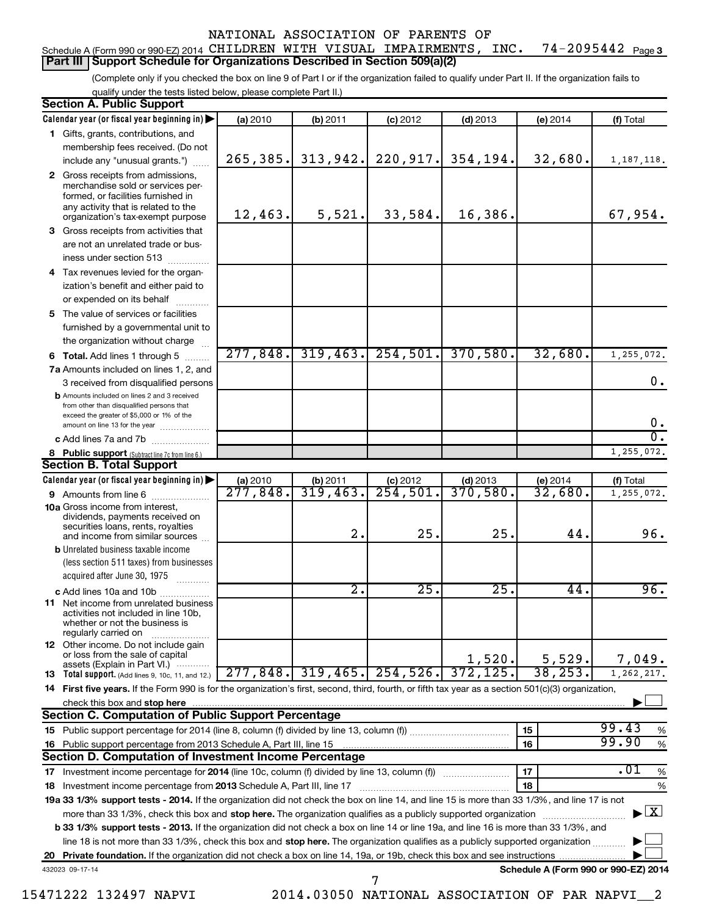NATIONAL ASSOCIATION OF PARENTS OF

Schedule A (Form 990 or 990-EZ) 2014 CHILDREN WITH VISUAL IMPAIRMENTS, INC. 74-2095442 Page 3

## Part III Support Schedule for Organizations Described in Section 509(a)(2)

(Complete only if you checked the box on line 9 of Part I or if the organization failed to qualify under Part II. If the organization fails to qualify under the tests listed below, please complete Part II.)

### Section A. Public Support

| Calendar year (or fiscal year beginning in) | (a) 2010 | (b) 2011 | (c) 2012 | (d) 2013 | (e) 2014 | (f) Total |
|---|---|---|---|---|---|---|
| 1 Gifts, grants, contributions, and membership fees received. (Do not include any "unusual grants.") | 265,385. | 313,942. | 220,917. | 354,194. | 32,680. | 1,187,118. |
| 2 Gross receipts from admissions, merchandise sold or services performed, or facilities furnished in any activity that is related to the organization's tax-exempt purpose | 12,463. | 5,521. | 33,584. | 16,386. | | 67,954. |
| 3 Gross receipts from activities that are not an unrelated trade or business under section 513 | | | | | | |
| 4 Tax revenues levied for the organization's benefit and either paid to or expended on its behalf | | | | | | |
| 5 The value of services or facilities furnished by a governmental unit to the organization without charge | | | | | | |
| 6 **Total.** Add lines 1 through 5 | 277,848. | 319,463. | 254,501. | 370,580. | 32,680. | 1,255,072. |
| 7a Amounts included on lines 1, 2, and 3 received from disqualified persons | | | | | | 0. |
| b Amounts included on lines 2 and 3 received from other than disqualified persons that exceed the greater of $5,000 or 1% of the amount on line 13 for the year | | | | | | 0. |
| c Add lines 7a and 7b | | | | | | 0. |
| 8 **Public support** (Subtract line 7c from line 6.) | | | | | | 1,255,072. |

### Section B. Total Support

| Calendar year (or fiscal year beginning in) | (a) 2010 | (b) 2011 | (c) 2012 | (d) 2013 | (e) 2014 | (f) Total |
|---|---|---|---|---|---|---|
| 9 Amounts from line 6 | 277,848. | 319,463. | 254,501. | 370,580. | 32,680. | 1,255,072. |
| 10a Gross income from interest, dividends, payments received on securities loans, rents, royalties and income from similar sources | | 2. | 25. | 25. | 44. | 96. |
| b Unrelated business taxable income (less section 511 taxes) from businesses acquired after June 30, 1975 | | | | | | |
| c Add lines 10a and 10b | | 2. | 25. | 25. | 44. | 96. |
| 11 Net income from unrelated business activities not included in line 10b, whether or not the business is regularly carried on | | | | | | |
| 12 Other income. Do not include gain or loss from the sale of capital assets (Explain in Part VI.) | | | | 1,520. | 5,529. | 7,049. |
| 13 **Total support.** (Add lines 9, 10c, 11, and 12.) | 277,848. | 319,465. | 254,526. | 372,125. | 38,253. | 1,262,217. |

14 **First five years.** If the Form 990 is for the organization's first, second, third, fourth, or fifth tax year as a section 501(c)(3) organization, check this box and **stop here** ☐

### Section C. Computation of Public Support Percentage

15 Public support percentage for 2014 (line 8, column (f) divided by line 13, column (f)) — 15 — 99.43 %

16 Public support percentage from 2013 Schedule A, Part III, line 15 — 16 — 99.90 %

### Section D. Computation of Investment Income Percentage

17 Investment income percentage for **2014** (line 10c, column (f) divided by line 13, column (f)) — 17 — .01 %

18 Investment income percentage from **2013** Schedule A, Part III, line 17 — 18 — %

**19a 33 1/3% support tests - 2014.** If the organization did not check the box on line 14, and line 15 is more than 33 1/3%, and line 17 is not more than 33 1/3%, check this box and **stop here.** The organization qualifies as a publicly supported organization ☒

**b 33 1/3% support tests - 2013.** If the organization did not check a box on line 14 or line 19a, and line 16 is more than 33 1/3%, and line 18 is not more than 33 1/3%, check this box and **stop here.** The organization qualifies as a publicly supported organization ☐

**20 Private foundation.** If the organization did not check a box on line 14, 19a, or 19b, check this box and see instructions ☐

432023 09-17-14 **Schedule A (Form 990 or 990-EZ) 2014**

15471222 132497 NAPVI 2014.03050 NATIONAL ASSOCIATION OF PAR NAPVI__2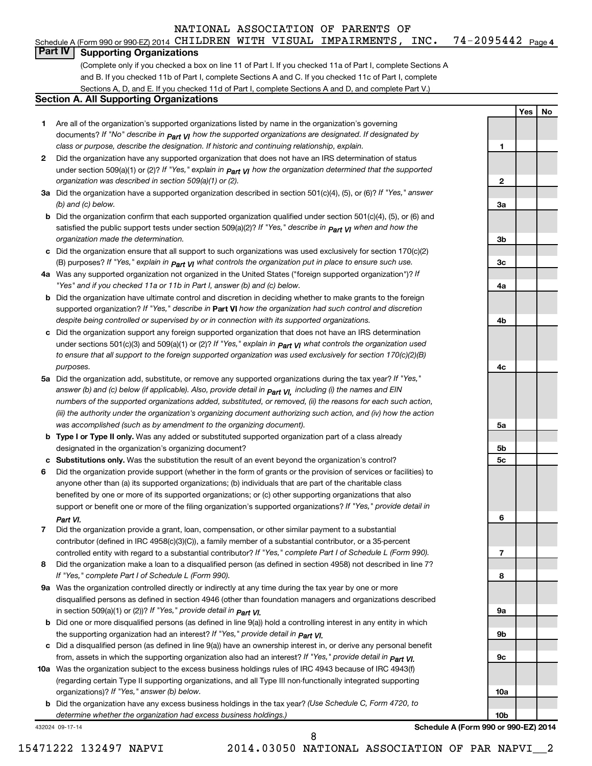NATIONAL ASSOCIATION OF PARENTS OF

Schedule A (Form 990 or 990-EZ) 2014 CHILDREN WITH VISUAL IMPAIRMENTS, INC. 74-2095442 Page 4

## Part IV Supporting Organizations

(Complete only if you checked a box on line 11 of Part I. If you checked 11a of Part I, complete Sections A and B. If you checked 11b of Part I, complete Sections A and C. If you checked 11c of Part I, complete Sections A, D, and E. If you checked 11d of Part I, complete Sections A and D, and complete Part V.)

### Section A. All Supporting Organizations

| | | | Yes | No |
|---|---|---|---|---|
| **1** | Are all of the organization's supported organizations listed by name in the organization's governing documents? *If "No" describe in **Part VI** how the supported organizations are designated. If designated by class or purpose, describe the designation. If historic and continuing relationship, explain.* | 1 | | |
| **2** | Did the organization have any supported organization that does not have an IRS determination of status under section 509(a)(1) or (2)? *If "Yes," explain in **Part VI** how the organization determined that the supported organization was described in section 509(a)(1) or (2).* | 2 | | |
| **3a** | Did the organization have a supported organization described in section 501(c)(4), (5), or (6)? *If "Yes," answer (b) and (c) below.* | 3a | | |
| **b** | Did the organization confirm that each supported organization qualified under section 501(c)(4), (5), or (6) and satisfied the public support tests under section 509(a)(2)? *If "Yes," describe in **Part VI** when and how the organization made the determination.* | 3b | | |
| **c** | Did the organization ensure that all support to such organizations was used exclusively for section 170(c)(2)(B) purposes? *If "Yes," explain in **Part VI** what controls the organization put in place to ensure such use.* | 3c | | |
| **4a** | Was any supported organization not organized in the United States ("foreign supported organization")? *If "Yes" and if you checked 11a or 11b in Part I, answer (b) and (c) below.* | 4a | | |
| **b** | Did the organization have ultimate control and discretion in deciding whether to make grants to the foreign supported organization? *If "Yes," describe in **Part VI** how the organization had such control and discretion despite being controlled or supervised by or in connection with its supported organizations.* | 4b | | |
| **c** | Did the organization support any foreign supported organization that does not have an IRS determination under sections 501(c)(3) and 509(a)(1) or (2)? *If "Yes," explain in **Part VI** what controls the organization used to ensure that all support to the foreign supported organization was used exclusively for section 170(c)(2)(B) purposes.* | 4c | | |
| **5a** | Did the organization add, substitute, or remove any supported organizations during the tax year? *If "Yes," answer (b) and (c) below (if applicable). Also, provide detail in **Part VI**, including (i) the names and EIN numbers of the supported organizations added, substituted, or removed, (ii) the reasons for each such action, (iii) the authority under the organization's organizing document authorizing such action, and (iv) how the action was accomplished (such as by amendment to the organizing document).* | 5a | | |
| **b** | **Type I or Type II only.** Was any added or substituted supported organization part of a class already designated in the organization's organizing document? | 5b | | |
| **c** | **Substitutions only.** Was the substitution the result of an event beyond the organization's control? | 5c | | |
| **6** | Did the organization provide support (whether in the form of grants or the provision of services or facilities) to anyone other than (a) its supported organizations; (b) individuals that are part of the charitable class benefited by one or more of its supported organizations; or (c) other supporting organizations that also support or benefit one or more of the filing organization's supported organizations? *If "Yes," provide detail in **Part VI.*** | 6 | | |
| **7** | Did the organization provide a grant, loan, compensation, or other similar payment to a substantial contributor (defined in IRC 4958(c)(3)(C)), a family member of a substantial contributor, or a 35-percent controlled entity with regard to a substantial contributor? *If "Yes," complete Part I of Schedule L (Form 990).* | 7 | | |
| **8** | Did the organization make a loan to a disqualified person (as defined in section 4958) not described in line 7? *If "Yes," complete Part I of Schedule L (Form 990).* | 8 | | |
| **9a** | Was the organization controlled directly or indirectly at any time during the tax year by one or more disqualified persons as defined in section 4946 (other than foundation managers and organizations described in section 509(a)(1) or (2))? *If "Yes," provide detail in **Part VI.*** | 9a | | |
| **b** | Did one or more disqualified persons (as defined in line 9(a)) hold a controlling interest in any entity in which the supporting organization had an interest? *If "Yes," provide detail in **Part VI.*** | 9b | | |
| **c** | Did a disqualified person (as defined in line 9(a)) have an ownership interest in, or derive any personal benefit from, assets in which the supporting organization also had an interest? *If "Yes," provide detail in **Part VI.*** | 9c | | |
| **10a** | Was the organization subject to the excess business holdings rules of IRC 4943 because of IRC 4943(f) (regarding certain Type II supporting organizations, and all Type III non-functionally integrated supporting organizations)? *If "Yes," answer (b) below.* | 10a | | |
| **b** | Did the organization have any excess business holdings in the tax year? *(Use Schedule C, Form 4720, to determine whether the organization had excess business holdings.)* | 10b | | |

432024 09-17-14 **Schedule A (Form 990 or 990-EZ) 2014**

15471222 132497 NAPVI 2014.03050 NATIONAL ASSOCIATION OF PAR NAPVI__2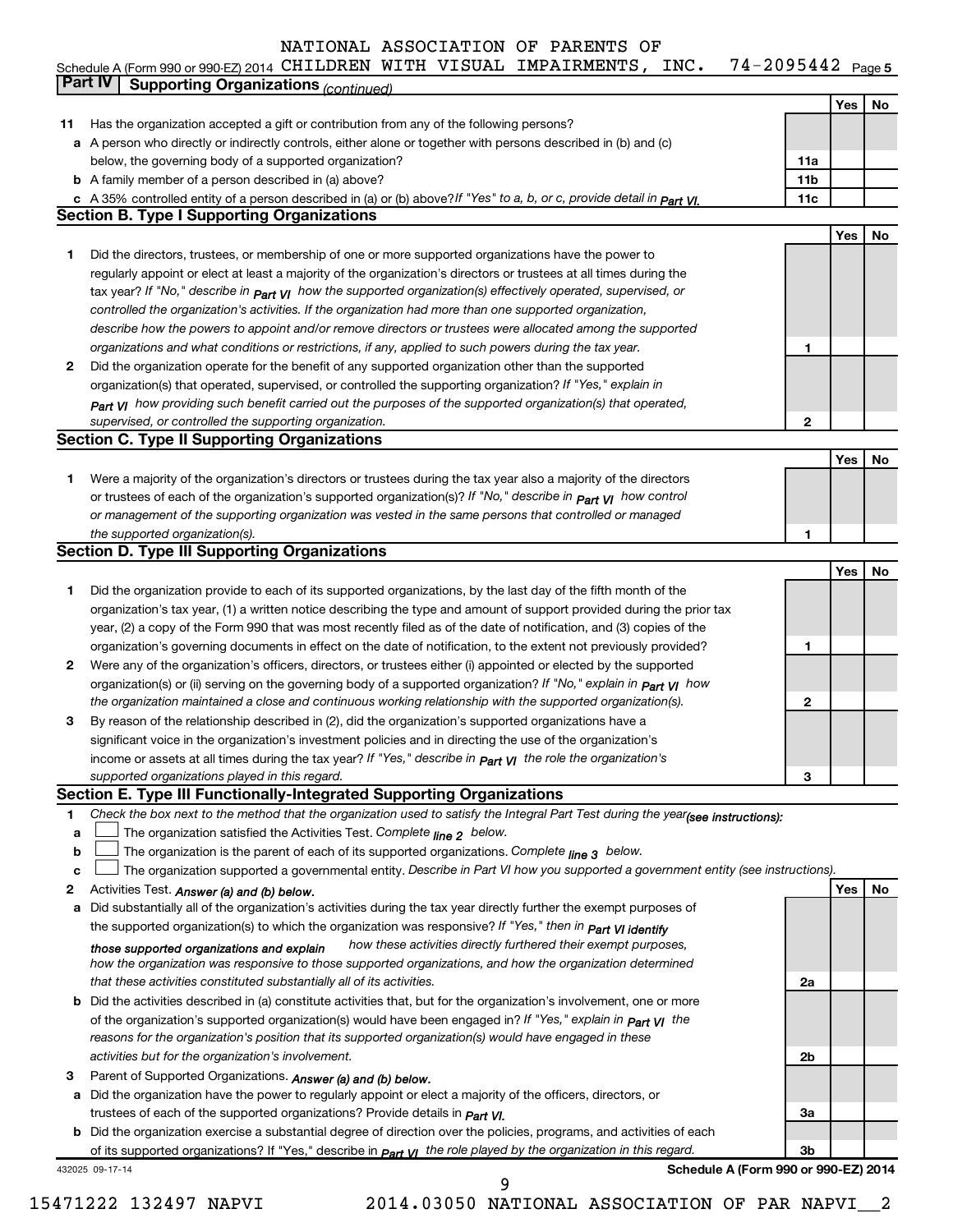Schedule A (Form 990 or 990-EZ) 2014 NATIONAL ASSOCIATION OF PARENTS OF CHILDREN WITH VISUAL IMPAIRMENTS, INC. 74-2095442 Page 5

## Part IV Supporting Organizations *(continued)*

| | | | Yes | No |
|---|---|---|---|---|
| **11** | Has the organization accepted a gift or contribution from any of the following persons? | | | |
| **a** | A person who directly or indirectly controls, either alone or together with persons described in (b) and (c) below, the governing body of a supported organization? | **11a** | | |
| **b** | A family member of a person described in (a) above? | **11b** | | |
| **c** | A 35% controlled entity of a person described in (a) or (b) above? *If "Yes" to a, b, or c, provide detail in Part VI.* | **11c** | | |

### Section B. Type I Supporting Organizations

| | | | Yes | No |
|---|---|---|---|---|
| **1** | Did the directors, trustees, or membership of one or more supported organizations have the power to regularly appoint or elect at least a majority of the organization's directors or trustees at all times during the tax year? *If "No," describe in Part VI how the supported organization(s) effectively operated, supervised, or controlled the organization's activities. If the organization had more than one supported organization, describe how the powers to appoint and/or remove directors or trustees were allocated among the supported organizations and what conditions or restrictions, if any, applied to such powers during the tax year.* | **1** | | |
| **2** | Did the organization operate for the benefit of any supported organization other than the supported organization(s) that operated, supervised, or controlled the supporting organization? *If "Yes," explain in Part VI how providing such benefit carried out the purposes of the supported organization(s) that operated, supervised, or controlled the supporting organization.* | **2** | | |

### Section C. Type II Supporting Organizations

| | | | Yes | No |
|---|---|---|---|---|
| **1** | Were a majority of the organization's directors or trustees during the tax year also a majority of the directors or trustees of each of the organization's supported organization(s)? *If "No," describe in Part VI how control or management of the supporting organization was vested in the same persons that controlled or managed the supported organization(s).* | **1** | | |

### Section D. Type III Supporting Organizations

| | | | Yes | No |
|---|---|---|---|---|
| **1** | Did the organization provide to each of its supported organizations, by the last day of the fifth month of the organization's tax year, (1) a written notice describing the type and amount of support provided during the prior tax year, (2) a copy of the Form 990 that was most recently filed as of the date of notification, and (3) copies of the organization's governing documents in effect on the date of notification, to the extent not previously provided? | **1** | | |
| **2** | Were any of the organization's officers, directors, or trustees either (i) appointed or elected by the supported organization(s) or (ii) serving on the governing body of a supported organization? *If "No," explain in Part VI how the organization maintained a close and continuous working relationship with the supported organization(s).* | **2** | | |
| **3** | By reason of the relationship described in (2), did the organization's supported organizations have a significant voice in the organization's investment policies and in directing the use of the organization's income or assets at all times during the tax year? *If "Yes," describe in Part VI the role the organization's supported organizations played in this regard.* | **3** | | |

### Section E. Type III Functionally-Integrated Supporting Organizations

**1** *Check the box next to the method that the organization used to satisfy the Integral Part Test during the year(see instructions):*

- **a** ☐ The organization satisfied the Activities Test. *Complete line 2 below.*
- **b** ☐ The organization is the parent of each of its supported organizations. *Complete line 3 below.*
- **c** ☐ The organization supported a governmental entity. *Describe in Part VI how you supported a government entity (see instructions).*

| | | | Yes | No |
|---|---|---|---|---|
| **2** | Activities Test. *Answer (a) and (b) below.* | | | |
| **a** | Did substantially all of the organization's activities during the tax year directly further the exempt purposes of the supported organization(s) to which the organization was responsive? *If "Yes," then in Part VI identify those supported organizations and explain how these activities directly furthered their exempt purposes, how the organization was responsive to those supported organizations, and how the organization determined that these activities constituted substantially all of its activities.* | **2a** | | |
| **b** | Did the activities described in (a) constitute activities that, but for the organization's involvement, one or more of the organization's supported organization(s) would have been engaged in? *If "Yes," explain in Part VI the reasons for the organization's position that its supported organization(s) would have engaged in these activities but for the organization's involvement.* | **2b** | | |
| **3** | Parent of Supported Organizations. *Answer (a) and (b) below.* | | | |
| **a** | Did the organization have the power to regularly appoint or elect a majority of the officers, directors, or trustees of each of the supported organizations? Provide details in *Part VI.* | **3a** | | |
| **b** | Did the organization exercise a substantial degree of direction over the policies, programs, and activities of each of its supported organizations? If "Yes," describe in *Part VI* the role played by the organization in this regard. | **3b** | | |

432025 09-17-14 **Schedule A (Form 990 or 990-EZ) 2014**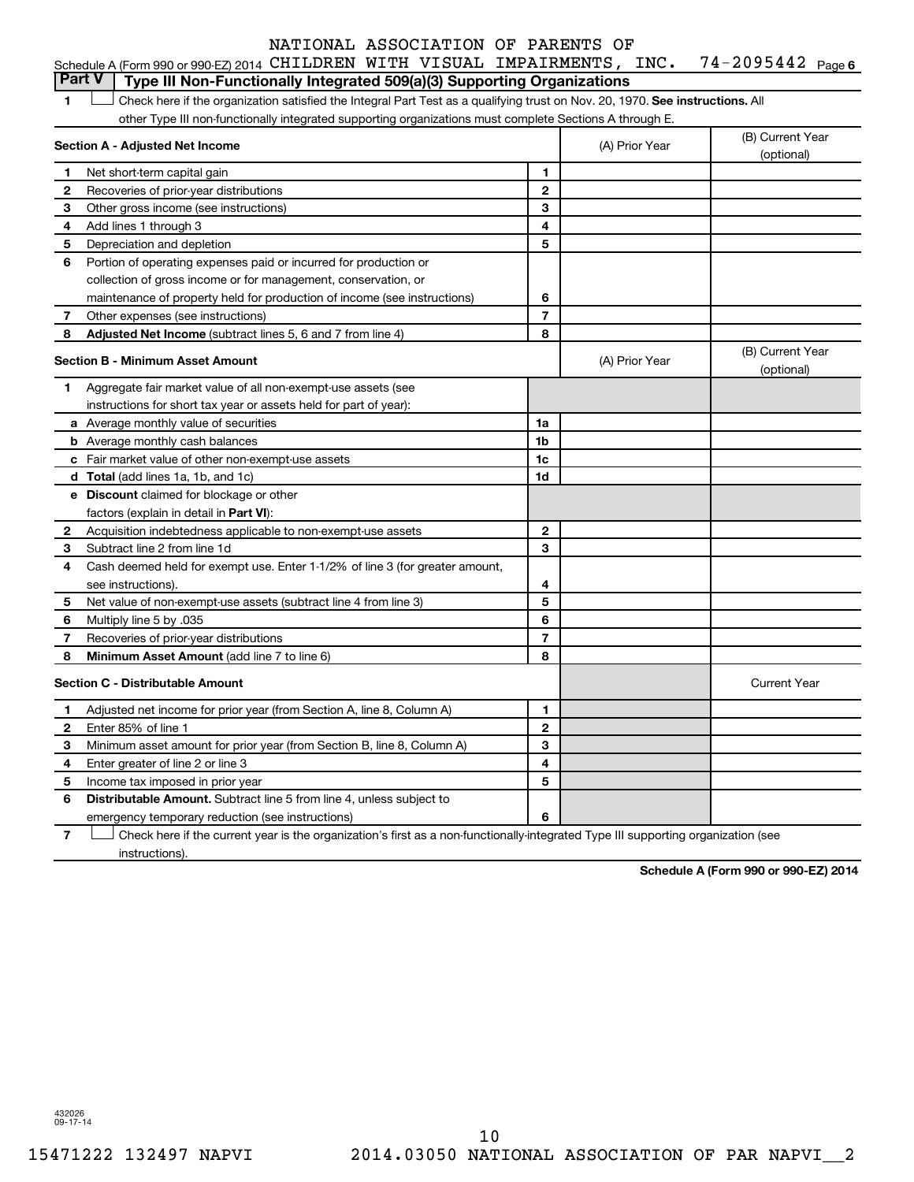NATIONAL ASSOCIATION OF PARENTS OF

Schedule A (Form 990 or 990-EZ) 2014 CHILDREN WITH VISUAL IMPAIRMENTS, INC. 74-2095442 Page 6

## Part V Type III Non-Functionally Integrated 509(a)(3) Supporting Organizations

1 ☐ Check here if the organization satisfied the Integral Part Test as a qualifying trust on Nov. 20, 1970. **See instructions.** All other Type III non-functionally integrated supporting organizations must complete Sections A through E.

| **Section A - Adjusted Net Income** | | (A) Prior Year | (B) Current Year (optional) |
|---|---|---|---|
| 1 Net short-term capital gain | 1 | | |
| 2 Recoveries of prior-year distributions | 2 | | |
| 3 Other gross income (see instructions) | 3 | | |
| 4 Add lines 1 through 3 | 4 | | |
| 5 Depreciation and depletion | 5 | | |
| 6 Portion of operating expenses paid or incurred for production or collection of gross income or for management, conservation, or maintenance of property held for production of income (see instructions) | 6 | | |
| 7 Other expenses (see instructions) | 7 | | |
| 8 **Adjusted Net Income** (subtract lines 5, 6 and 7 from line 4) | 8 | | |

| **Section B - Minimum Asset Amount** | | (A) Prior Year | (B) Current Year (optional) |
|---|---|---|---|
| 1 Aggregate fair market value of all non-exempt-use assets (see instructions for short tax year or assets held for part of year): | | | |
| a Average monthly value of securities | 1a | | |
| b Average monthly cash balances | 1b | | |
| c Fair market value of other non-exempt-use assets | 1c | | |
| d **Total** (add lines 1a, 1b, and 1c) | 1d | | |
| e **Discount** claimed for blockage or other factors (explain in detail in **Part VI**): | | | |
| 2 Acquisition indebtedness applicable to non-exempt-use assets | 2 | | |
| 3 Subtract line 2 from line 1d | 3 | | |
| 4 Cash deemed held for exempt use. Enter 1-1/2% of line 3 (for greater amount, see instructions). | 4 | | |
| 5 Net value of non-exempt-use assets (subtract line 4 from line 3) | 5 | | |
| 6 Multiply line 5 by .035 | 6 | | |
| 7 Recoveries of prior-year distributions | 7 | | |
| 8 **Minimum Asset Amount** (add line 7 to line 6) | 8 | | |

| **Section C - Distributable Amount** | | | Current Year |
|---|---|---|---|
| 1 Adjusted net income for prior year (from Section A, line 8, Column A) | 1 | | |
| 2 Enter 85% of line 1 | 2 | | |
| 3 Minimum asset amount for prior year (from Section B, line 8, Column A) | 3 | | |
| 4 Enter greater of line 2 or line 3 | 4 | | |
| 5 Income tax imposed in prior year | 5 | | |
| 6 **Distributable Amount.** Subtract line 5 from line 4, unless subject to emergency temporary reduction (see instructions) | 6 | | |

7 ☐ Check here if the current year is the organization's first as a non-functionally-integrated Type III supporting organization (see instructions).

**Schedule A (Form 990 or 990-EZ) 2014**

432026
09-17-14

15471222 132497 NAPVI 2014.03050 NATIONAL ASSOCIATION OF PAR NAPVI__2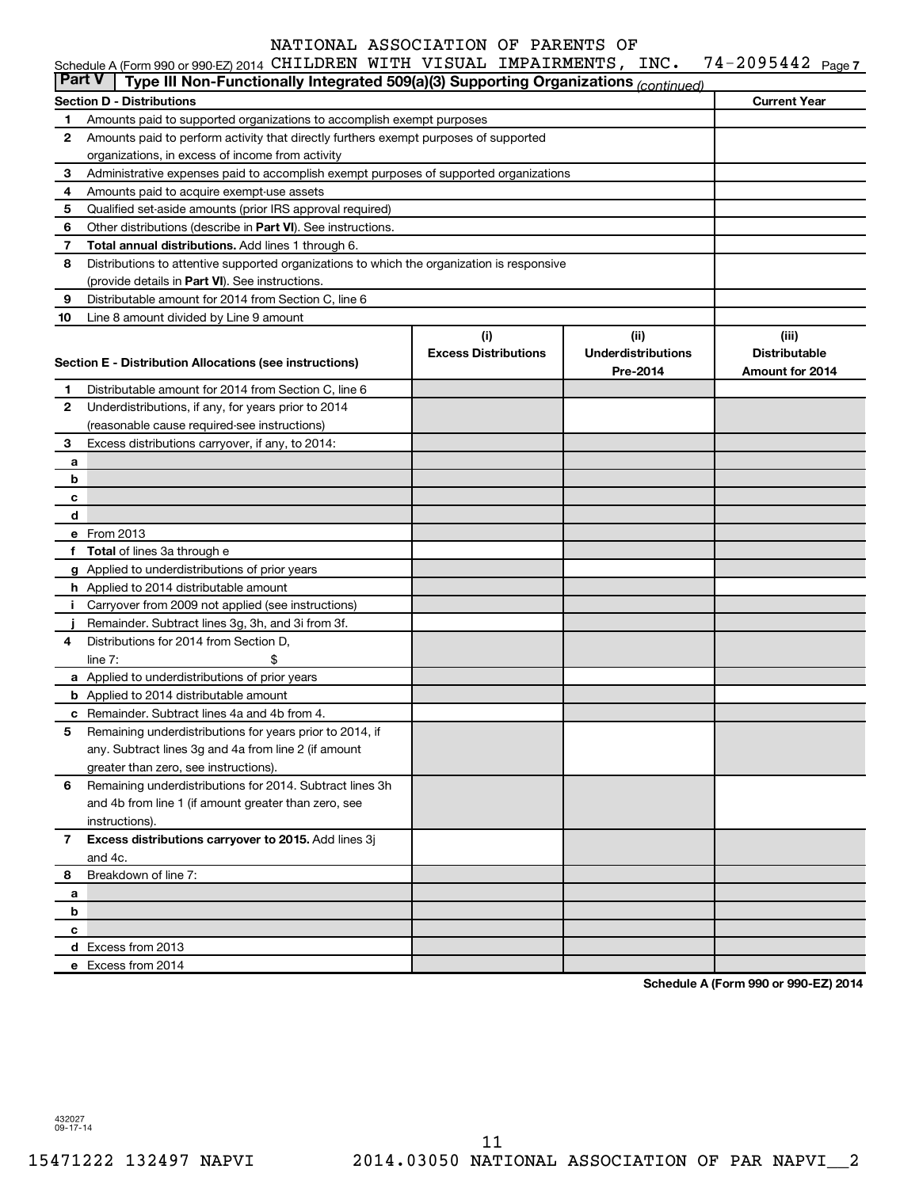NATIONAL ASSOCIATION OF PARENTS OF
Schedule A (Form 990 or 990-EZ) 2014 CHILDREN WITH VISUAL IMPAIRMENTS, INC. 74-2095442 Page 7

**Part V | Type III Non-Functionally Integrated 509(a)(3) Supporting Organizations** *(continued)*

| | **Section D - Distributions** | **Current Year** |
|---|---|---|
| 1 | Amounts paid to supported organizations to accomplish exempt purposes | |
| 2 | Amounts paid to perform activity that directly furthers exempt purposes of supported organizations, in excess of income from activity | |
| 3 | Administrative expenses paid to accomplish exempt purposes of supported organizations | |
| 4 | Amounts paid to acquire exempt-use assets | |
| 5 | Qualified set-aside amounts (prior IRS approval required) | |
| 6 | Other distributions (describe in **Part VI**). See instructions. | |
| 7 | **Total annual distributions.** Add lines 1 through 6. | |
| 8 | Distributions to attentive supported organizations to which the organization is responsive (provide details in **Part VI**). See instructions. | |
| 9 | Distributable amount for 2014 from Section C, line 6 | |
| 10 | Line 8 amount divided by Line 9 amount | |

| | **Section E - Distribution Allocations (see instructions)** | **(i) Excess Distributions** | **(ii) Underdistributions Pre-2014** | **(iii) Distributable Amount for 2014** |
|---|---|---|---|---|
| 1 | Distributable amount for 2014 from Section C, line 6 | | | |
| 2 | Underdistributions, if any, for years prior to 2014 (reasonable cause required-see instructions) | | | |
| 3 | Excess distributions carryover, if any, to 2014: | | | |
| a | | | | |
| b | | | | |
| c | | | | |
| d | | | | |
| e | From 2013 | | | |
| f | **Total** of lines 3a through e | | | |
| g | Applied to underdistributions of prior years | | | |
| h | Applied to 2014 distributable amount | | | |
| i | Carryover from 2009 not applied (see instructions) | | | |
| j | Remainder. Subtract lines 3g, 3h, and 3i from 3f. | | | |
| 4 | Distributions for 2014 from Section D, line 7: $ | | | |
| a | Applied to underdistributions of prior years | | | |
| b | Applied to 2014 distributable amount | | | |
| c | Remainder. Subtract lines 4a and 4b from 4. | | | |
| 5 | Remaining underdistributions for years prior to 2014, if any. Subtract lines 3g and 4a from line 2 (if amount greater than zero, see instructions). | | | |
| 6 | Remaining underdistributions for 2014. Subtract lines 3h and 4b from line 1 (if amount greater than zero, see instructions). | | | |
| 7 | **Excess distributions carryover to 2015.** Add lines 3j and 4c. | | | |
| 8 | Breakdown of line 7: | | | |
| a | | | | |
| b | | | | |
| c | | | | |
| d | Excess from 2013 | | | |
| e | Excess from 2014 | | | |

**Schedule A (Form 990 or 990-EZ) 2014**

432027
09-17-14

15471222 132497 NAPVI 2014.03050 NATIONAL ASSOCIATION OF PAR NAPVI__2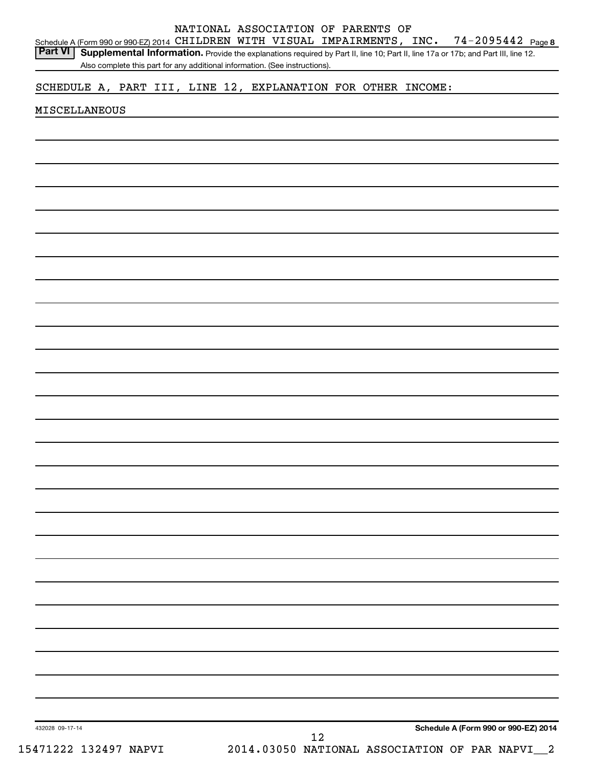Schedule A (Form 990 or 990-EZ) 2014 NATIONAL ASSOCIATION OF PARENTS OF CHILDREN WITH VISUAL IMPAIRMENTS, INC. 74-2095442 Page 8

**Part VI** **Supplemental Information.** Provide the explanations required by Part II, line 10; Part II, line 17a or 17b; and Part III, line 12. Also complete this part for any additional information. (See instructions).

SCHEDULE A, PART III, LINE 12, EXPLANATION FOR OTHER INCOME:

MISCELLANEOUS

432028 09-17-14

**Schedule A (Form 990 or 990-EZ) 2014**

15471222 132497 NAPVI 2014.03050 NATIONAL ASSOCIATION OF PAR NAPVI__2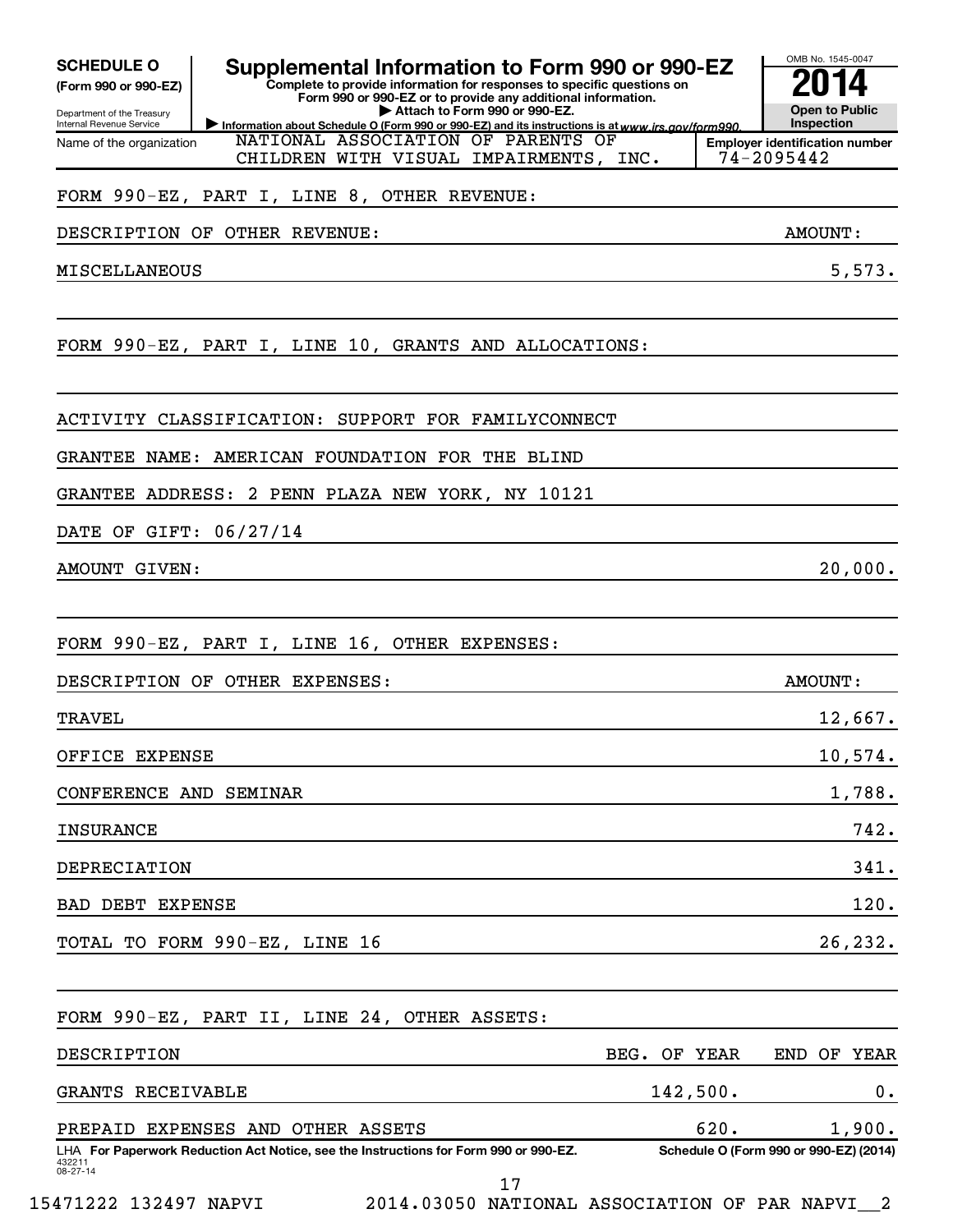**SCHEDULE O (Form 990 or 990-EZ)**

Department of the Treasury
Internal Revenue Service

# Supplemental Information to Form 990 or 990-EZ

**Complete to provide information for responses to specific questions on Form 990 or 990-EZ or to provide any additional information.**

▶ **Attach to Form 990 or 990-EZ.**

▶ **Information about Schedule O (Form 990 or 990-EZ) and its instructions is at** *www.irs.gov/form990.*

OMB No. 1545-0047

**2014**

**Open to Public Inspection**

Name of the organization: NATIONAL ASSOCIATION OF PARENTS OF CHILDREN WITH VISUAL IMPAIRMENTS, INC.

**Employer identification number:** 74-2095442

FORM 990-EZ, PART I, LINE 8, OTHER REVENUE:

| DESCRIPTION OF OTHER REVENUE: | AMOUNT: |
|---|---|
| MISCELLANEOUS | 5,573. |

FORM 990-EZ, PART I, LINE 10, GRANTS AND ALLOCATIONS:

ACTIVITY CLASSIFICATION: SUPPORT FOR FAMILYCONNECT

GRANTEE NAME: AMERICAN FOUNDATION FOR THE BLIND

GRANTEE ADDRESS: 2 PENN PLAZA NEW YORK, NY 10121

DATE OF GIFT: 06/27/14

AMOUNT GIVEN: 20,000.

FORM 990-EZ, PART I, LINE 16, OTHER EXPENSES:

| DESCRIPTION OF OTHER EXPENSES: | AMOUNT: |
|---|---|
| TRAVEL | 12,667. |
| OFFICE EXPENSE | 10,574. |
| CONFERENCE AND SEMINAR | 1,788. |
| INSURANCE | 742. |
| DEPRECIATION | 341. |
| BAD DEBT EXPENSE | 120. |
| TOTAL TO FORM 990-EZ, LINE 16 | 26,232. |

FORM 990-EZ, PART II, LINE 24, OTHER ASSETS:

| DESCRIPTION | BEG. OF YEAR | END OF YEAR |
|---|---|---|
| GRANTS RECEIVABLE | 142,500. | 0. |
| PREPAID EXPENSES AND OTHER ASSETS | 620. | 1,900. |

LHA **For Paperwork Reduction Act Notice, see the Instructions for Form 990 or 990-EZ.** **Schedule O (Form 990 or 990-EZ) (2014)**

432211 08-27-14

15471222 132497 NAPVI 2014.03050 NATIONAL ASSOCIATION OF PAR NAPVI__2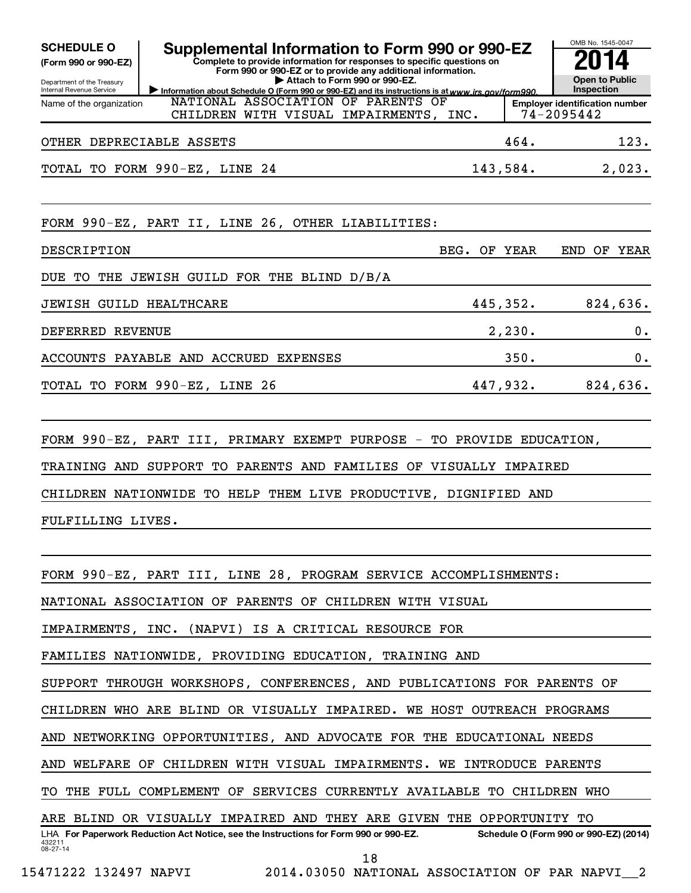**SCHEDULE O (Form 990 or 990-EZ)**

Department of the Treasury
Internal Revenue Service

# Supplemental Information to Form 990 or 990-EZ

**Complete to provide information for responses to specific questions on Form 990 or 990-EZ or to provide any additional information.**

▶ **Attach to Form 990 or 990-EZ.**

▶ **Information about Schedule O (Form 990 or 990-EZ) and its instructions is at** *www.irs.gov/form990.*

OMB No. 1545-0047

**2014**

**Open to Public Inspection**

Name of the organization: NATIONAL ASSOCIATION OF PARENTS OF CHILDREN WITH VISUAL IMPAIRMENTS, INC.

**Employer identification number** 74-2095442

| | | |
|---|---|---|
| OTHER DEPRECIABLE ASSETS | 464. | 123. |
| TOTAL TO FORM 990-EZ, LINE 24 | 143,584. | 2,023. |

FORM 990-EZ, PART II, LINE 26, OTHER LIABILITIES:

| DESCRIPTION | BEG. OF YEAR | END OF YEAR |
|---|---|---|
| DUE TO THE JEWISH GUILD FOR THE BLIND D/B/A JEWISH GUILD HEALTHCARE | 445,352. | 824,636. |
| DEFERRED REVENUE | 2,230. | 0. |
| ACCOUNTS PAYABLE AND ACCRUED EXPENSES | 350. | 0. |
| TOTAL TO FORM 990-EZ, LINE 26 | 447,932. | 824,636. |

FORM 990-EZ, PART III, PRIMARY EXEMPT PURPOSE - TO PROVIDE EDUCATION, TRAINING AND SUPPORT TO PARENTS AND FAMILIES OF VISUALLY IMPAIRED CHILDREN NATIONWIDE TO HELP THEM LIVE PRODUCTIVE, DIGNIFIED AND FULFILLING LIVES.

FORM 990-EZ, PART III, LINE 28, PROGRAM SERVICE ACCOMPLISHMENTS:

NATIONAL ASSOCIATION OF PARENTS OF CHILDREN WITH VISUAL IMPAIRMENTS, INC. (NAPVI) IS A CRITICAL RESOURCE FOR FAMILIES NATIONWIDE, PROVIDING EDUCATION, TRAINING AND SUPPORT THROUGH WORKSHOPS, CONFERENCES, AND PUBLICATIONS FOR PARENTS OF CHILDREN WHO ARE BLIND OR VISUALLY IMPAIRED. WE HOST OUTREACH PROGRAMS AND NETWORKING OPPORTUNITIES, AND ADVOCATE FOR THE EDUCATIONAL NEEDS AND WELFARE OF CHILDREN WITH VISUAL IMPAIRMENTS. WE INTRODUCE PARENTS TO THE FULL COMPLEMENT OF SERVICES CURRENTLY AVAILABLE TO CHILDREN WHO ARE BLIND OR VISUALLY IMPAIRED AND THEY ARE GIVEN THE OPPORTUNITY TO

LHA **For Paperwork Reduction Act Notice, see the Instructions for Form 990 or 990-EZ.** **Schedule O (Form 990 or 990-EZ) (2014)**

432211
08-27-14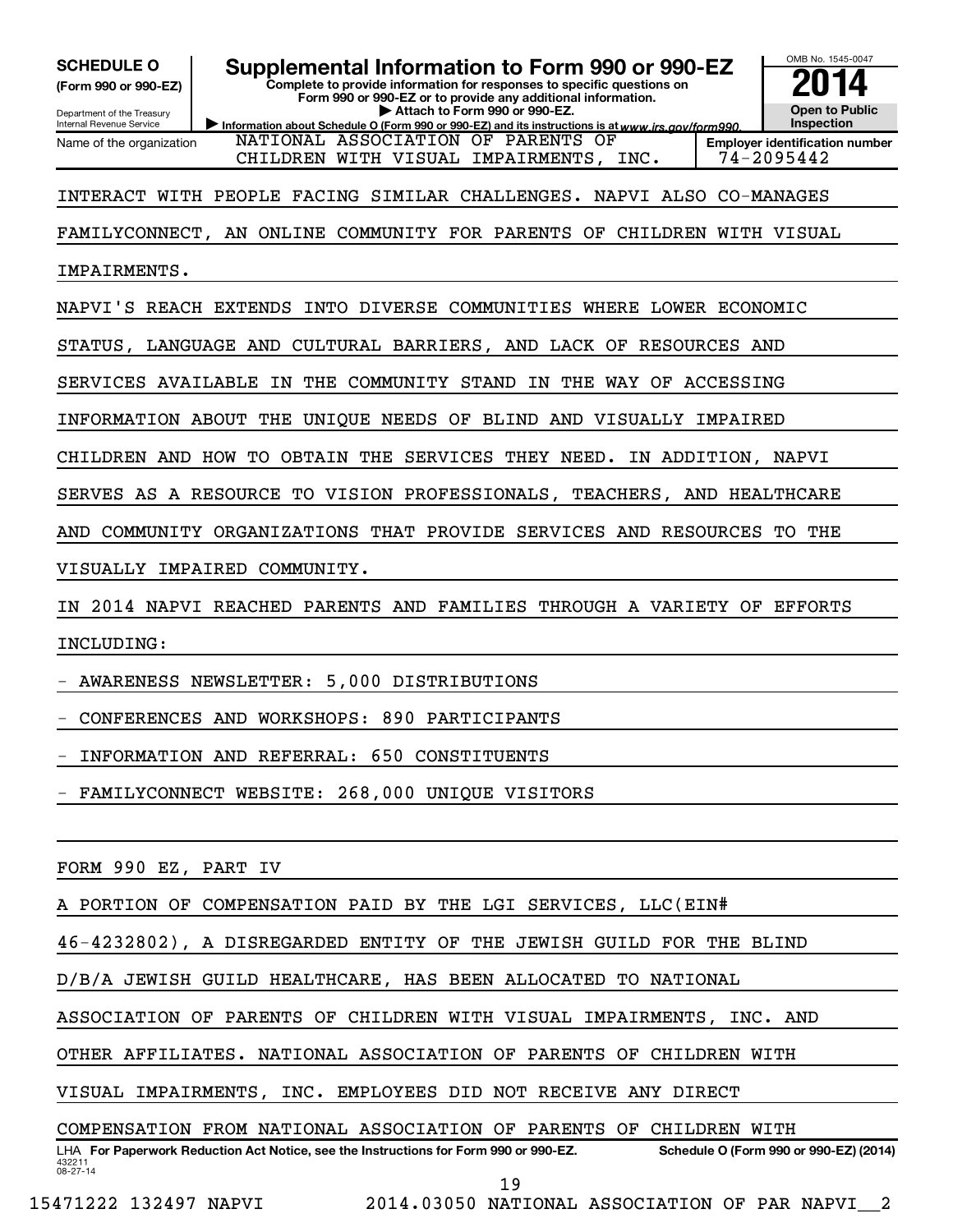**SCHEDULE O**
**(Form 990 or 990-EZ)**

Department of the Treasury
Internal Revenue Service

# Supplemental Information to Form 990 or 990-EZ

**Complete to provide information for responses to specific questions on Form 990 or 990-EZ or to provide any additional information.**
**▶ Attach to Form 990 or 990-EZ.**
▶ Information about Schedule O (Form 990 or 990-EZ) and its instructions is at www.irs.gov/form990.

OMB No. 1545-0047
**2014**
**Open to Public Inspection**

| Name of the organization | Employer identification number |
|---|---|
| NATIONAL ASSOCIATION OF PARENTS OF CHILDREN WITH VISUAL IMPAIRMENTS, INC. | 74-2095442 |

INTERACT WITH PEOPLE FACING SIMILAR CHALLENGES. NAPVI ALSO CO-MANAGES FAMILYCONNECT, AN ONLINE COMMUNITY FOR PARENTS OF CHILDREN WITH VISUAL IMPAIRMENTS.

NAPVI'S REACH EXTENDS INTO DIVERSE COMMUNITIES WHERE LOWER ECONOMIC STATUS, LANGUAGE AND CULTURAL BARRIERS, AND LACK OF RESOURCES AND SERVICES AVAILABLE IN THE COMMUNITY STAND IN THE WAY OF ACCESSING INFORMATION ABOUT THE UNIQUE NEEDS OF BLIND AND VISUALLY IMPAIRED CHILDREN AND HOW TO OBTAIN THE SERVICES THEY NEED. IN ADDITION, NAPVI SERVES AS A RESOURCE TO VISION PROFESSIONALS, TEACHERS, AND HEALTHCARE AND COMMUNITY ORGANIZATIONS THAT PROVIDE SERVICES AND RESOURCES TO THE VISUALLY IMPAIRED COMMUNITY.

IN 2014 NAPVI REACHED PARENTS AND FAMILIES THROUGH A VARIETY OF EFFORTS INCLUDING:

- AWARENESS NEWSLETTER: 5,000 DISTRIBUTIONS
- CONFERENCES AND WORKSHOPS: 890 PARTICIPANTS
- INFORMATION AND REFERRAL: 650 CONSTITUENTS
- FAMILYCONNECT WEBSITE: 268,000 UNIQUE VISITORS

FORM 990 EZ, PART IV

A PORTION OF COMPENSATION PAID BY THE LGI SERVICES, LLC(EIN# 46-4232802), A DISREGARDED ENTITY OF THE JEWISH GUILD FOR THE BLIND D/B/A JEWISH GUILD HEALTHCARE, HAS BEEN ALLOCATED TO NATIONAL ASSOCIATION OF PARENTS OF CHILDREN WITH VISUAL IMPAIRMENTS, INC. AND OTHER AFFILIATES. NATIONAL ASSOCIATION OF PARENTS OF CHILDREN WITH VISUAL IMPAIRMENTS, INC. EMPLOYEES DID NOT RECEIVE ANY DIRECT COMPENSATION FROM NATIONAL ASSOCIATION OF PARENTS OF CHILDREN WITH

LHA **For Paperwork Reduction Act Notice, see the Instructions for Form 990 or 990-EZ.** **Schedule O (Form 990 or 990-EZ) (2014)**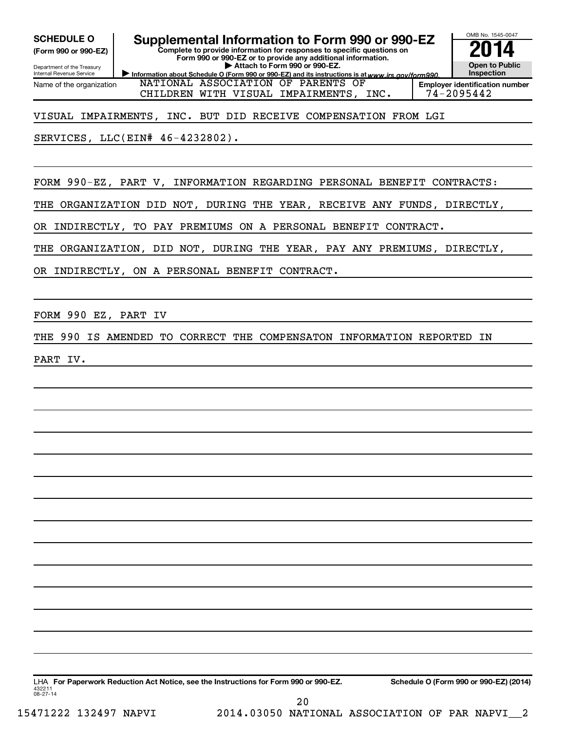**SCHEDULE O**
**(Form 990 or 990-EZ)**
Department of the Treasury
Internal Revenue Service

# Supplemental Information to Form 990 or 990-EZ

**Complete to provide information for responses to specific questions on Form 990 or 990-EZ or to provide any additional information.**
**▶ Attach to Form 990 or 990-EZ.**
▶ Information about Schedule O (Form 990 or 990-EZ) and its instructions is at www.irs.gov/form990.

OMB No. 1545-0047
**2014**
**Open to Public Inspection**

Name of the organization: NATIONAL ASSOCIATION OF PARENTS OF CHILDREN WITH VISUAL IMPAIRMENTS, INC.

**Employer identification number:** 74-2095442

VISUAL IMPAIRMENTS, INC. BUT DID RECEIVE COMPENSATION FROM LGI SERVICES, LLC(EIN# 46-4232802).

FORM 990-EZ, PART V, INFORMATION REGARDING PERSONAL BENEFIT CONTRACTS:

THE ORGANIZATION DID NOT, DURING THE YEAR, RECEIVE ANY FUNDS, DIRECTLY, OR INDIRECTLY, TO PAY PREMIUMS ON A PERSONAL BENEFIT CONTRACT.

THE ORGANIZATION, DID NOT, DURING THE YEAR, PAY ANY PREMIUMS, DIRECTLY, OR INDIRECTLY, ON A PERSONAL BENEFIT CONTRACT.

FORM 990 EZ, PART IV

THE 990 IS AMENDED TO CORRECT THE COMPENSATON INFORMATION REPORTED IN PART IV.

LHA **For Paperwork Reduction Act Notice, see the Instructions for Form 990 or 990-EZ.** **Schedule O (Form 990 or 990-EZ) (2014)**
432211
08-27-14

15471222 132497 NAPVI 2014.03050 NATIONAL ASSOCIATION OF PAR NAPVI__2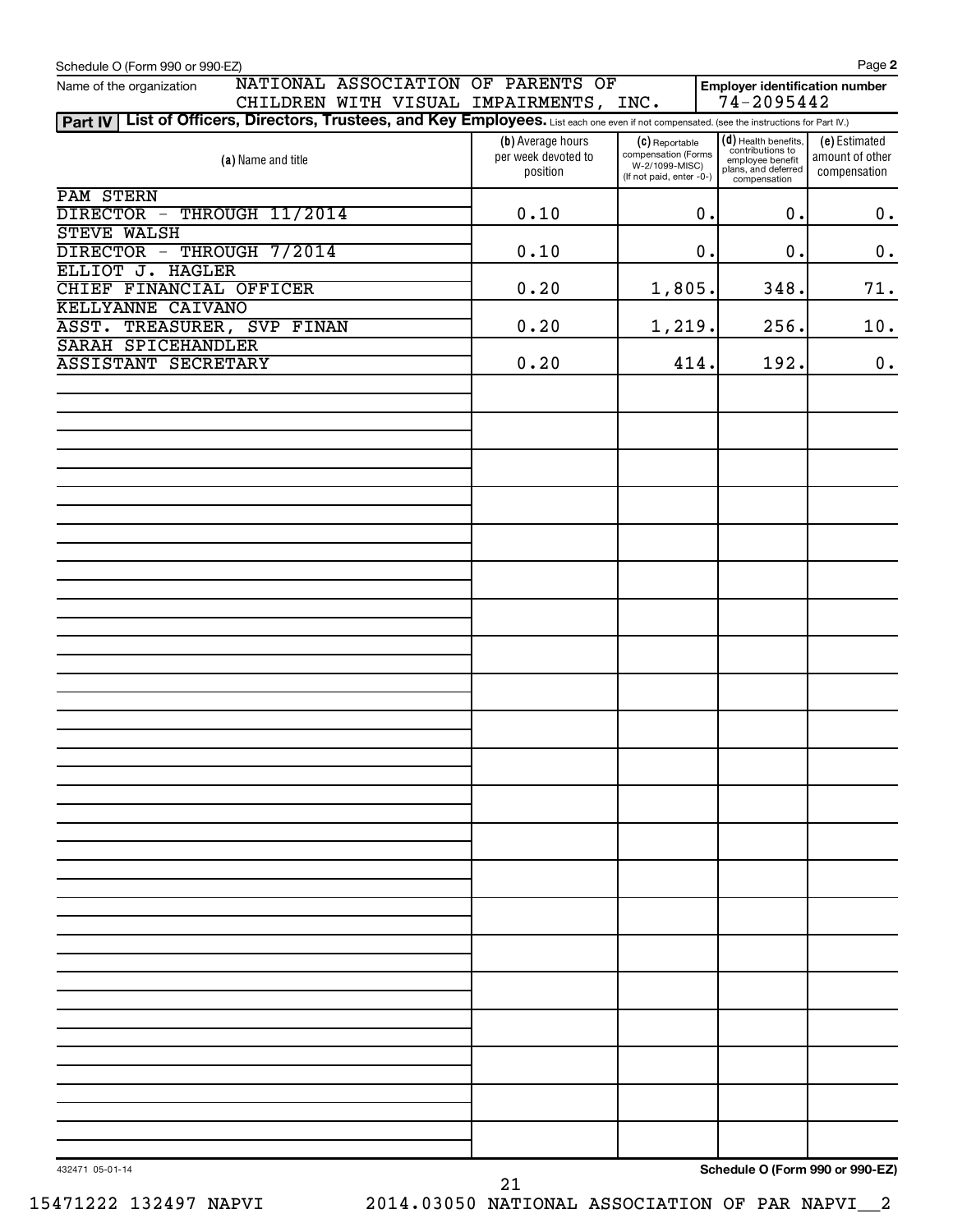Schedule O (Form 990 or 990-EZ)

Name of the organization: NATIONAL ASSOCIATION OF PARENTS OF CHILDREN WITH VISUAL IMPAIRMENTS, INC.

Employer identification number: 74-2095442

**Part IV** **List of Officers, Directors, Trustees, and Key Employees.** List each one even if not compensated. (see the instructions for Part IV.)

| (a) Name and title | (b) Average hours per week devoted to position | (c) Reportable compensation (Forms W-2/1099-MISC) (If not paid, enter -0-) | (d) Health benefits, contributions to employee benefit plans, and deferred compensation | (e) Estimated amount of other compensation |
|---|---|---|---|---|
| PAM STERN<br>DIRECTOR - THROUGH 11/2014 | 0.10 | 0. | 0. | 0. |
| STEVE WALSH<br>DIRECTOR - THROUGH 7/2014 | 0.10 | 0. | 0. | 0. |
| ELLIOT J. HAGLER<br>CHIEF FINANCIAL OFFICER | 0.20 | 1,805. | 348. | 71. |
| KELLYANNE CAIVANO<br>ASST. TREASURER, SVP FINAN | 0.20 | 1,219. | 256. | 10. |
| SARAH SPICEHANDLER<br>ASSISTANT SECRETARY | 0.20 | 414. | 192. | 0. |

432471 05-01-14

**Schedule O (Form 990 or 990-EZ)**

15471222 132497 NAPVI 2014.03050 NATIONAL ASSOCIATION OF PAR NAPVI__2